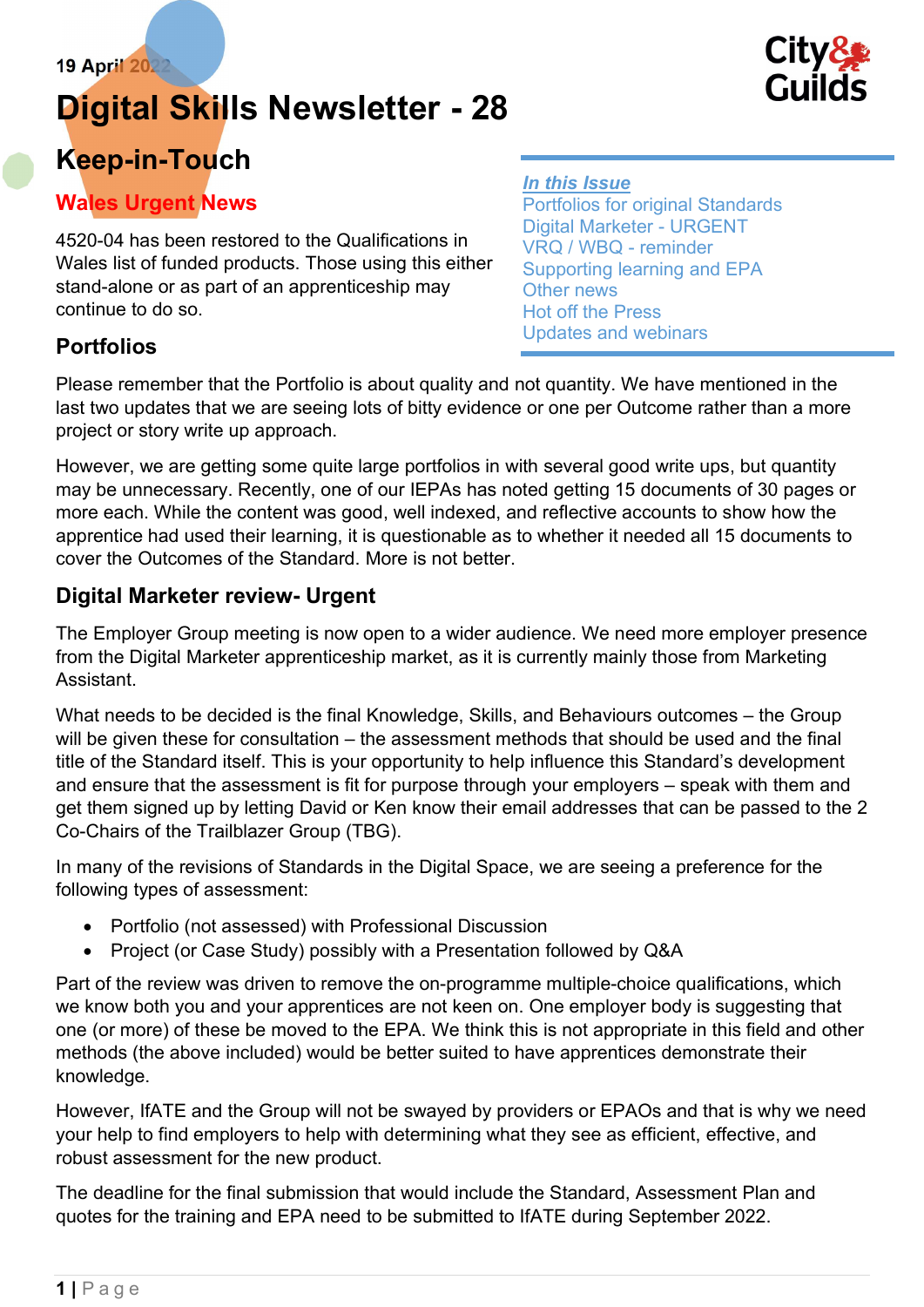19 April 2022

# Digital Skills Newsletter - 28

## Keep-in-Touch

**In this Issue**
- Portfolios for original Standards
- Digital Marketer - URGENT
- VRQ / WBQ - reminder
- Supporting learning and EPA
- Other news
- Hot off the Press
- Updates and webinars

### Wales Urgent News

4520-04 has been restored to the Qualifications in Wales list of funded products. Those using this either stand-alone or as part of an apprenticeship may continue to do so.

### Portfolios

Please remember that the Portfolio is about quality and not quantity. We have mentioned in the last two updates that we are seeing lots of bitty evidence or one per Outcome rather than a more project or story write up approach.

However, we are getting some quite large portfolios in with several good write ups, but quantity may be unnecessary. Recently, one of our IEPAs has noted getting 15 documents of 30 pages or more each. While the content was good, well indexed, and reflective accounts to show how the apprentice had used their learning, it is questionable as to whether it needed all 15 documents to cover the Outcomes of the Standard. More is not better.

### Digital Marketer review- Urgent

The Employer Group meeting is now open to a wider audience. We need more employer presence from the Digital Marketer apprenticeship market, as it is currently mainly those from Marketing Assistant.

What needs to be decided is the final Knowledge, Skills, and Behaviours outcomes – the Group will be given these for consultation – the assessment methods that should be used and the final title of the Standard itself. This is your opportunity to help influence this Standard's development and ensure that the assessment is fit for purpose through your employers – speak with them and get them signed up by letting David or Ken know their email addresses that can be passed to the 2 Co-Chairs of the Trailblazer Group (TBG).

In many of the revisions of Standards in the Digital Space, we are seeing a preference for the following types of assessment:

- Portfolio (not assessed) with Professional Discussion
- Project (or Case Study) possibly with a Presentation followed by Q&A

Part of the review was driven to remove the on-programme multiple-choice qualifications, which we know both you and your apprentices are not keen on. One employer body is suggesting that one (or more) of these be moved to the EPA. We think this is not appropriate in this field and other methods (the above included) would be better suited to have apprentices demonstrate their knowledge.

However, IfATE and the Group will not be swayed by providers or EPAOs and that is why we need your help to find employers to help with determining what they see as efficient, effective, and robust assessment for the new product.

The deadline for the final submission that would include the Standard, Assessment Plan and quotes for the training and EPA need to be submitted to IfATE during September 2022.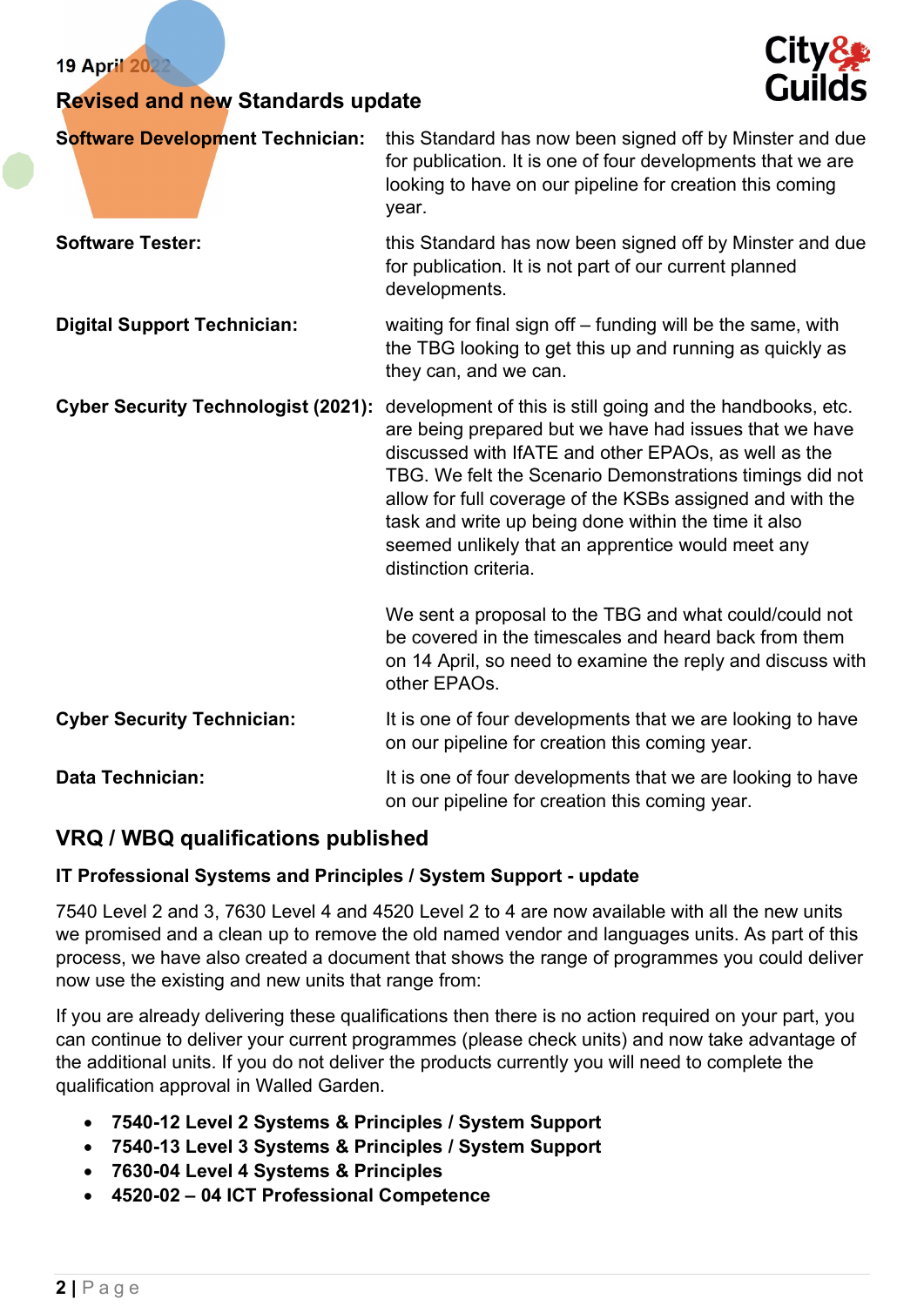19 April 2022

## Revised and new Standards update

**Software Development Technician:** this Standard has now been signed off by Minster and due for publication. It is one of four developments that we are looking to have on our pipeline for creation this coming year.

**Software Tester:** this Standard has now been signed off by Minster and due for publication. It is not part of our current planned developments.

**Digital Support Technician:** waiting for final sign off – funding will be the same, with the TBG looking to get this up and running as quickly as they can, and we can.

**Cyber Security Technologist (2021):** development of this is still going and the handbooks, etc. are being prepared but we have had issues that we have discussed with IfATE and other EPAOs, as well as the TBG. We felt the Scenario Demonstrations timings did not allow for full coverage of the KSBs assigned and with the task and write up being done within the time it also seemed unlikely that an apprentice would meet any distinction criteria.

We sent a proposal to the TBG and what could/could not be covered in the timescales and heard back from them on 14 April, so need to examine the reply and discuss with other EPAOs.

**Cyber Security Technician:** It is one of four developments that we are looking to have on our pipeline for creation this coming year.

**Data Technician:** It is one of four developments that we are looking to have on our pipeline for creation this coming year.

## VRQ / WBQ qualifications published

### IT Professional Systems and Principles / System Support - update

7540 Level 2 and 3, 7630 Level 4 and 4520 Level 2 to 4 are now available with all the new units we promised and a clean up to remove the old named vendor and languages units. As part of this process, we have also created a document that shows the range of programmes you could deliver now use the existing and new units that range from:

If you are already delivering these qualifications then there is no action required on your part, you can continue to deliver your current programmes (please check units) and now take advantage of the additional units. If you do not deliver the products currently you will need to complete the qualification approval in Walled Garden.

- **7540-12 Level 2 Systems & Principles / System Support**
- **7540-13 Level 3 Systems & Principles / System Support**
- **7630-04 Level 4 Systems & Principles**
- **4520-02 – 04 ICT Professional Competence**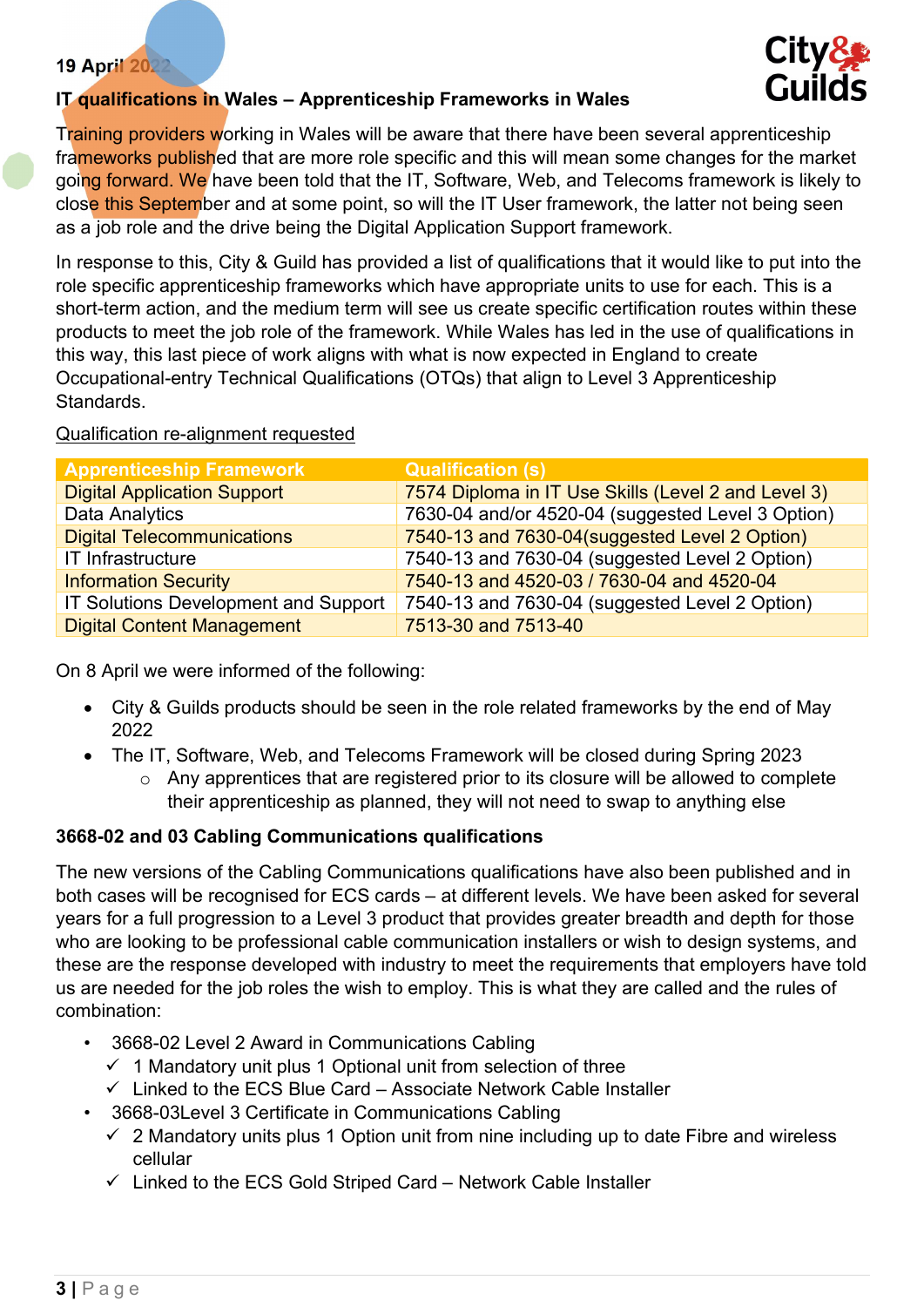19 April 2022

**IT qualifications in Wales – Apprenticeship Frameworks in Wales**

Training providers working in Wales will be aware that there have been several apprenticeship frameworks published that are more role specific and this will mean some changes for the market going forward. We have been told that the IT, Software, Web, and Telecoms framework is likely to close this September and at some point, so will the IT User framework, the latter not being seen as a job role and the drive being the Digital Application Support framework.

In response to this, City & Guild has provided a list of qualifications that it would like to put into the role specific apprenticeship frameworks which have appropriate units to use for each. This is a short-term action, and the medium term will see us create specific certification routes within these products to meet the job role of the framework. While Wales has led in the use of qualifications in this way, this last piece of work aligns with what is now expected in England to create Occupational-entry Technical Qualifications (OTQs) that align to Level 3 Apprenticeship Standards.

Qualification re-alignment requested

| Apprenticeship Framework | Qualification (s) |
|---|---|
| Digital Application Support | 7574 Diploma in IT Use Skills (Level 2 and Level 3) |
| Data Analytics | 7630-04 and/or 4520-04 (suggested Level 3 Option) |
| Digital Telecommunications | 7540-13 and 7630-04(suggested Level 2 Option) |
| IT Infrastructure | 7540-13 and 7630-04 (suggested Level 2 Option) |
| Information Security | 7540-13 and 4520-03 / 7630-04 and 4520-04 |
| IT Solutions Development and Support | 7540-13 and 7630-04 (suggested Level 2 Option) |
| Digital Content Management | 7513-30 and 7513-40 |

On 8 April we were informed of the following:

- City & Guilds products should be seen in the role related frameworks by the end of May 2022
- The IT, Software, Web, and Telecoms Framework will be closed during Spring 2023
  - Any apprentices that are registered prior to its closure will be allowed to complete their apprenticeship as planned, they will not need to swap to anything else

**3668-02 and 03 Cabling Communications qualifications**

The new versions of the Cabling Communications qualifications have also been published and in both cases will be recognised for ECS cards – at different levels. We have been asked for several years for a full progression to a Level 3 product that provides greater breadth and depth for those who are looking to be professional cable communication installers or wish to design systems, and these are the response developed with industry to meet the requirements that employers have told us are needed for the job roles the wish to employ. This is what they are called and the rules of combination:

- 3668-02 Level 2 Award in Communications Cabling
  - ✓ 1 Mandatory unit plus 1 Optional unit from selection of three
  - ✓ Linked to the ECS Blue Card – Associate Network Cable Installer
- 3668-03Level 3 Certificate in Communications Cabling
  - ✓ 2 Mandatory units plus 1 Option unit from nine including up to date Fibre and wireless cellular
  - ✓ Linked to the ECS Gold Striped Card – Network Cable Installer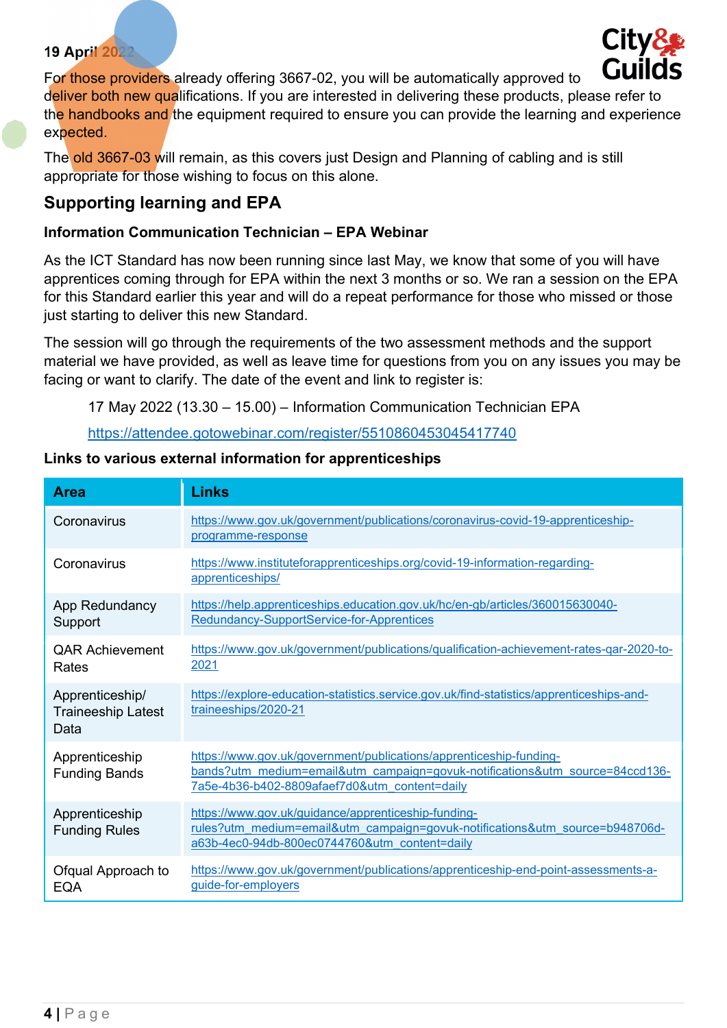19 April 2022

For those providers already offering 3667-02, you will be automatically approved to deliver both new qualifications. If you are interested in delivering these products, please refer to the handbooks and the equipment required to ensure you can provide the learning and experience expected.

The old 3667-03 will remain, as this covers just Design and Planning of cabling and is still appropriate for those wishing to focus on this alone.

## Supporting learning and EPA

### Information Communication Technician – EPA Webinar

As the ICT Standard has now been running since last May, we know that some of you will have apprentices coming through for EPA within the next 3 months or so. We ran a session on the EPA for this Standard earlier this year and will do a repeat performance for those who missed or those just starting to deliver this new Standard.

The session will go through the requirements of the two assessment methods and the support material we have provided, as well as leave time for questions from you on any issues you may be facing or want to clarify. The date of the event and link to register is:

17 May 2022 (13.30 – 15.00) – Information Communication Technician EPA

https://attendee.gotowebinar.com/register/5510860453045417740

### Links to various external information for apprenticeships

| Area | Links |
|---|---|
| Coronavirus | https://www.gov.uk/government/publications/coronavirus-covid-19-apprenticeship-programme-response |
| Coronavirus | https://www.instituteforapprenticeships.org/covid-19-information-regarding-apprenticeships/ |
| App Redundancy Support | https://help.apprenticeships.education.gov.uk/hc/en-gb/articles/360015630040-Redundancy-SupportService-for-Apprentices |
| QAR Achievement Rates | https://www.gov.uk/government/publications/qualification-achievement-rates-qar-2020-to-2021 |
| Apprenticeship/ Traineeship Latest Data | https://explore-education-statistics.service.gov.uk/find-statistics/apprenticeships-and-traineeships/2020-21 |
| Apprenticeship Funding Bands | https://www.gov.uk/government/publications/apprenticeship-funding-bands?utm_medium=email&utm_campaign=govuk-notifications&utm_source=84ccd136-7a5e-4b36-b402-8809afaef7d0&utm_content=daily |
| Apprenticeship Funding Rules | https://www.gov.uk/guidance/apprenticeship-funding-rules?utm_medium=email&utm_campaign=govuk-notifications&utm_source=b948706d-a63b-4ec0-94db-800ec0744760&utm_content=daily |
| Ofqual Approach to EQA | https://www.gov.uk/government/publications/apprenticeship-end-point-assessments-a-guide-for-employers |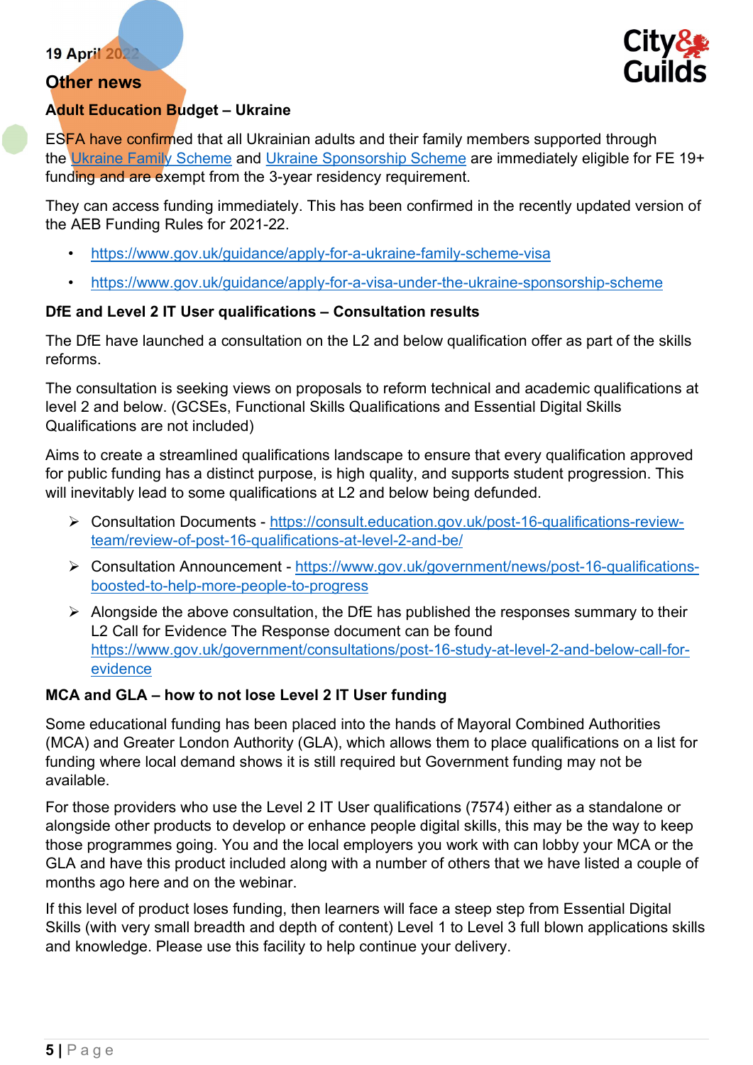19 April 2022

## Other news

### Adult Education Budget – Ukraine

ESFA have confirmed that all Ukrainian adults and their family members supported through the [Ukraine Family Scheme](https://www.gov.uk/guidance/apply-for-a-ukraine-family-scheme-visa) and [Ukraine Sponsorship Scheme](https://www.gov.uk/guidance/apply-for-a-visa-under-the-ukraine-sponsorship-scheme) are immediately eligible for FE 19+ funding and are exempt from the 3-year residency requirement.

They can access funding immediately. This has been confirmed in the recently updated version of the AEB Funding Rules for 2021-22.

- https://www.gov.uk/guidance/apply-for-a-ukraine-family-scheme-visa
- https://www.gov.uk/guidance/apply-for-a-visa-under-the-ukraine-sponsorship-scheme

### DfE and Level 2 IT User qualifications – Consultation results

The DfE have launched a consultation on the L2 and below qualification offer as part of the skills reforms.

The consultation is seeking views on proposals to reform technical and academic qualifications at level 2 and below. (GCSEs, Functional Skills Qualifications and Essential Digital Skills Qualifications are not included)

Aims to create a streamlined qualifications landscape to ensure that every qualification approved for public funding has a distinct purpose, is high quality, and supports student progression. This will inevitably lead to some qualifications at L2 and below being defunded.

- Consultation Documents - https://consult.education.gov.uk/post-16-qualifications-review-team/review-of-post-16-qualifications-at-level-2-and-be/
- Consultation Announcement - https://www.gov.uk/government/news/post-16-qualifications-boosted-to-help-more-people-to-progress
- Alongside the above consultation, the DfE has published the responses summary to their L2 Call for Evidence The Response document can be found https://www.gov.uk/government/consultations/post-16-study-at-level-2-and-below-call-for-evidence

### MCA and GLA – how to not lose Level 2 IT User funding

Some educational funding has been placed into the hands of Mayoral Combined Authorities (MCA) and Greater London Authority (GLA), which allows them to place qualifications on a list for funding where local demand shows it is still required but Government funding may not be available.

For those providers who use the Level 2 IT User qualifications (7574) either as a standalone or alongside other products to develop or enhance people digital skills, this may be the way to keep those programmes going. You and the local employers you work with can lobby your MCA or the GLA and have this product included along with a number of others that we have listed a couple of months ago here and on the webinar.

If this level of product loses funding, then learners will face a steep step from Essential Digital Skills (with very small breadth and depth of content) Level 1 to Level 3 full blown applications skills and knowledge. Please use this facility to help continue your delivery.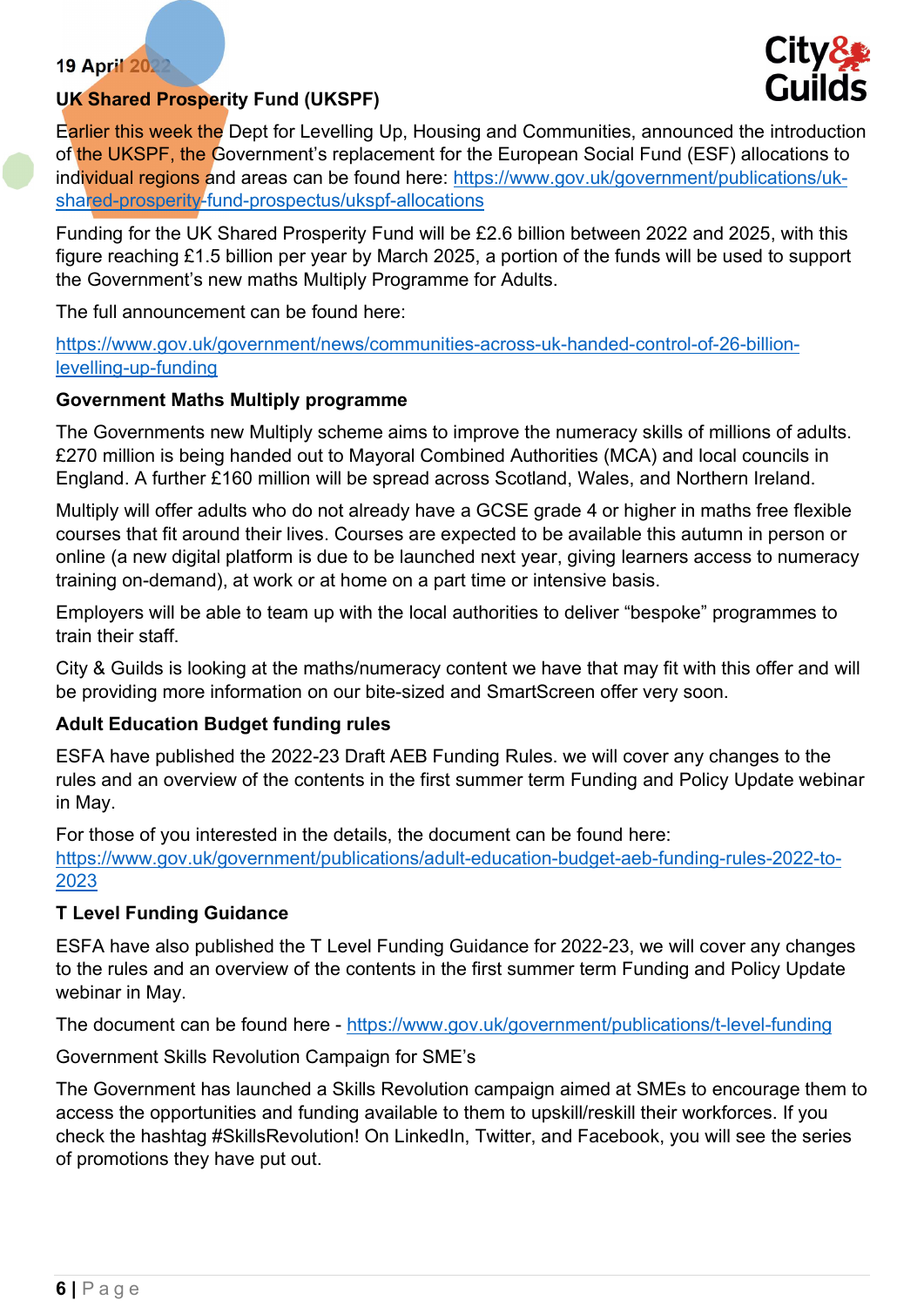**19 April 2022**

## UK Shared Prosperity Fund (UKSPF)

Earlier this week the Dept for Levelling Up, Housing and Communities, announced the introduction of the UKSPF, the Government's replacement for the European Social Fund (ESF) allocations to individual regions and areas can be found here: [https://www.gov.uk/government/publications/uk-shared-prosperity-fund-prospectus/ukspf-allocations](https://www.gov.uk/government/publications/uk-shared-prosperity-fund-prospectus/ukspf-allocations)

Funding for the UK Shared Prosperity Fund will be £2.6 billion between 2022 and 2025, with this figure reaching £1.5 billion per year by March 2025, a portion of the funds will be used to support the Government's new maths Multiply Programme for Adults.

The full announcement can be found here:

[https://www.gov.uk/government/news/communities-across-uk-handed-control-of-26-billion-levelling-up-funding](https://www.gov.uk/government/news/communities-across-uk-handed-control-of-26-billion-levelling-up-funding)

## Government Maths Multiply programme

The Governments new Multiply scheme aims to improve the numeracy skills of millions of adults. £270 million is being handed out to Mayoral Combined Authorities (MCA) and local councils in England. A further £160 million will be spread across Scotland, Wales, and Northern Ireland.

Multiply will offer adults who do not already have a GCSE grade 4 or higher in maths free flexible courses that fit around their lives. Courses are expected to be available this autumn in person or online (a new digital platform is due to be launched next year, giving learners access to numeracy training on-demand), at work or at home on a part time or intensive basis.

Employers will be able to team up with the local authorities to deliver "bespoke" programmes to train their staff.

City & Guilds is looking at the maths/numeracy content we have that may fit with this offer and will be providing more information on our bite-sized and SmartScreen offer very soon.

## Adult Education Budget funding rules

ESFA have published the 2022-23 Draft AEB Funding Rules. we will cover any changes to the rules and an overview of the contents in the first summer term Funding and Policy Update webinar in May.

For those of you interested in the details, the document can be found here: [https://www.gov.uk/government/publications/adult-education-budget-aeb-funding-rules-2022-to-2023](https://www.gov.uk/government/publications/adult-education-budget-aeb-funding-rules-2022-to-2023)

## T Level Funding Guidance

ESFA have also published the T Level Funding Guidance for 2022-23, we will cover any changes to the rules and an overview of the contents in the first summer term Funding and Policy Update webinar in May.

The document can be found here - [https://www.gov.uk/government/publications/t-level-funding](https://www.gov.uk/government/publications/t-level-funding)

Government Skills Revolution Campaign for SME's

The Government has launched a Skills Revolution campaign aimed at SMEs to encourage them to access the opportunities and funding available to them to upskill/reskill their workforces. If you check the hashtag #SkillsRevolution! On LinkedIn, Twitter, and Facebook, you will see the series of promotions they have put out.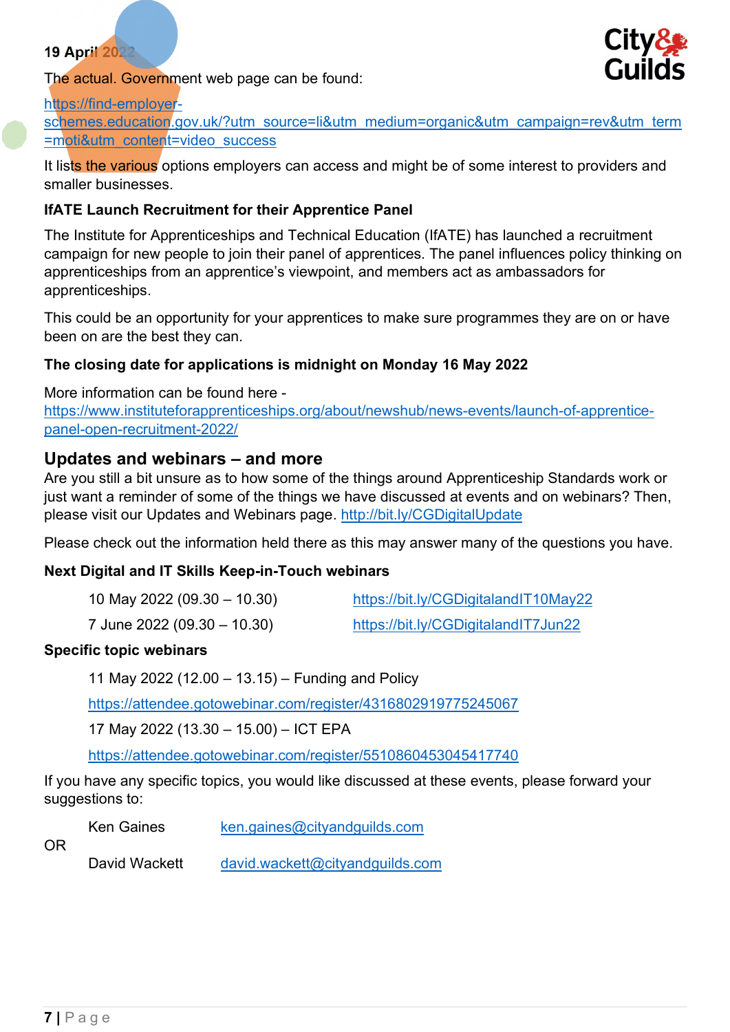19 April 2022

The actual. Government web page can be found:

https://find-employer-schemes.education.gov.uk/?utm_source=li&utm_medium=organic&utm_campaign=rev&utm_term=moti&utm_content=video_success

It lists the various options employers can access and might be of some interest to providers and smaller businesses.

**IfATE Launch Recruitment for their Apprentice Panel**

The Institute for Apprenticeships and Technical Education (IfATE) has launched a recruitment campaign for new people to join their panel of apprentices. The panel influences policy thinking on apprenticeships from an apprentice's viewpoint, and members act as ambassadors for apprenticeships.

This could be an opportunity for your apprentices to make sure programmes they are on or have been on are the best they can.

**The closing date for applications is midnight on Monday 16 May 2022**

More information can be found here - https://www.instituteforapprenticeships.org/about/newshub/news-events/launch-of-apprentice-panel-open-recruitment-2022/

## Updates and webinars – and more

Are you still a bit unsure as to how some of the things around Apprenticeship Standards work or just want a reminder of some of the things we have discussed at events and on webinars? Then, please visit our Updates and Webinars page. http://bit.ly/CGDigitalUpdate

Please check out the information held there as this may answer many of the questions you have.

**Next Digital and IT Skills Keep-in-Touch webinars**

| | |
|---|---|
| 10 May 2022 (09.30 – 10.30) | https://bit.ly/CGDigitalandIT10May22 |
| 7 June 2022 (09.30 – 10.30) | https://bit.ly/CGDigitalandIT7Jun22 |

**Specific topic webinars**

11 May 2022 (12.00 – 13.15) – Funding and Policy

https://attendee.gotowebinar.com/register/4316802919775245067

17 May 2022 (13.30 – 15.00) – ICT EPA

https://attendee.gotowebinar.com/register/5510860453045417740

If you have any specific topics, you would like discussed at these events, please forward your suggestions to:

Ken Gaines ken.gaines@cityandguilds.com

OR

David Wackett david.wackett@cityandguilds.com